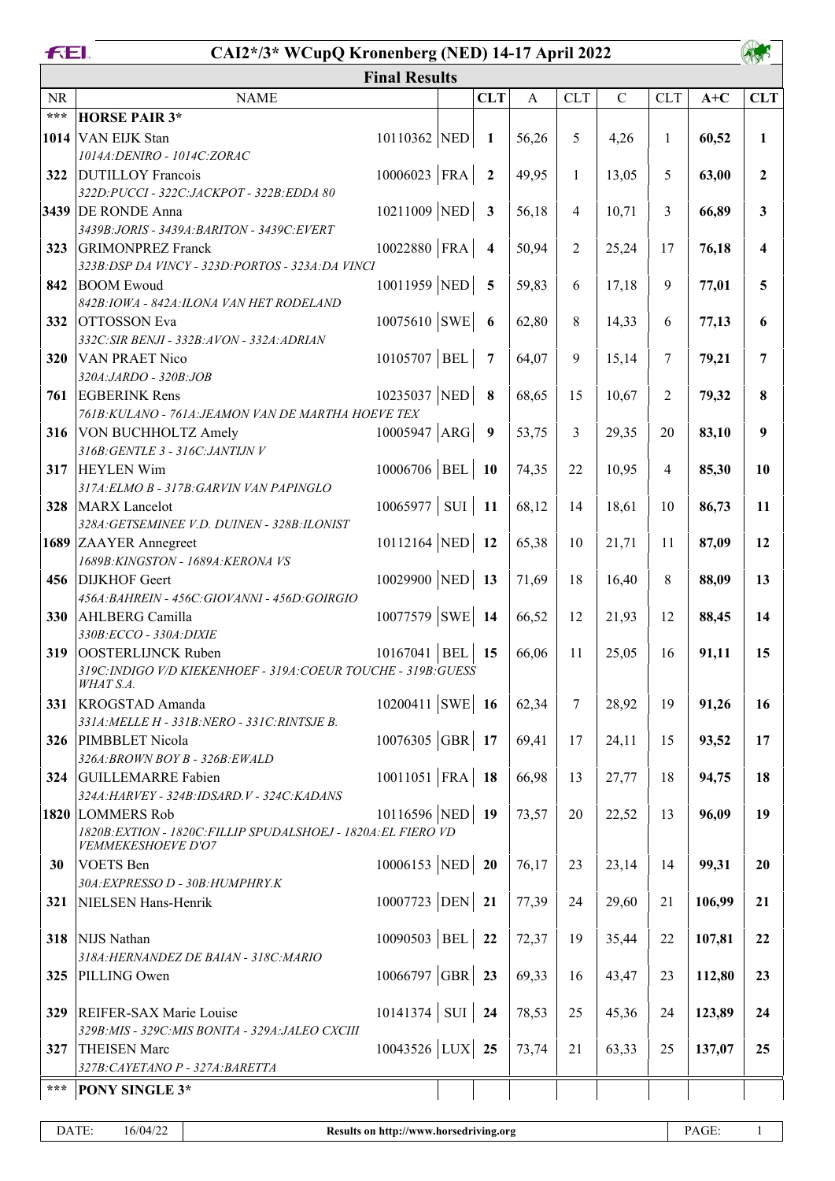# CAI2*/3* WCupQ Kronenberg (NED) 14-17 April 2022

## Final Results

| NR | NAME | | | CLT | A | CLT | C | CLT | A+C | CLT |
|---|---|---|---|---|---|---|---|---|---|---|
| *** | **HORSE PAIR 3*** | | | | | | | | | |
| **1014** | VAN EIJK Stan<br>*1014A:DENIRO - 1014C:ZORAC* | 10110362 | NED | **1** | 56,26 | 5 | 4,26 | 1 | **60,52** | **1** |
| **322** | DUTILLOY Francois<br>*322D:PUCCI - 322C:JACKPOT - 322B:EDDA 80* | 10006023 | FRA | **2** | 49,95 | 1 | 13,05 | 5 | **63,00** | **2** |
| **3439** | DE RONDE Anna<br>*3439B:JORIS - 3439A:BARITON - 3439C:EVERT* | 10211009 | NED | **3** | 56,18 | 4 | 10,71 | 3 | **66,89** | **3** |
| **323** | GRIMONPREZ Franck<br>*323B:DSP DA VINCY - 323D:PORTOS - 323A:DA VINCI* | 10022880 | FRA | **4** | 50,94 | 2 | 25,24 | 17 | **76,18** | **4** |
| **842** | BOOM Ewoud<br>*842B:IOWA - 842A:ILONA VAN HET RODELAND* | 10011959 | NED | **5** | 59,83 | 6 | 17,18 | 9 | **77,01** | **5** |
| **332** | OTTOSSON Eva<br>*332C:SIR BENJI - 332B:AVON - 332A:ADRIAN* | 10075610 | SWE | **6** | 62,80 | 8 | 14,33 | 6 | **77,13** | **6** |
| **320** | VAN PRAET Nico<br>*320A:JARDO - 320B:JOB* | 10105707 | BEL | **7** | 64,07 | 9 | 15,14 | 7 | **79,21** | **7** |
| **761** | EGBERINK Rens<br>*761B:KULANO - 761A:JEAMON VAN DE MARTHA HOEVE TEX* | 10235037 | NED | **8** | 68,65 | 15 | 10,67 | 2 | **79,32** | **8** |
| **316** | VON BUCHHOLTZ Amely<br>*316B:GENTLE 3 - 316C:JANTIJN V* | 10005947 | ARG | **9** | 53,75 | 3 | 29,35 | 20 | **83,10** | **9** |
| **317** | HEYLEN Wim<br>*317A:ELMO B - 317B:GARVIN VAN PAPINGLO* | 10006706 | BEL | **10** | 74,35 | 22 | 10,95 | 4 | **85,30** | **10** |
| **328** | MARX Lancelot<br>*328A:GETSEMINEE V.D. DUINEN - 328B:ILONIST* | 10065977 | SUI | **11** | 68,12 | 14 | 18,61 | 10 | **86,73** | **11** |
| **1689** | ZAAYER Annegreet<br>*1689B:KINGSTON - 1689A:KERONA VS* | 10112164 | NED | **12** | 65,38 | 10 | 21,71 | 11 | **87,09** | **12** |
| **456** | DIJKHOF Geert<br>*456A:BAHREIN - 456C:GIOVANNI - 456D:GOIRGIO* | 10029900 | NED | **13** | 71,69 | 18 | 16,40 | 8 | **88,09** | **13** |
| **330** | AHLBERG Camilla<br>*330B:ECCO - 330A:DIXIE* | 10077579 | SWE | **14** | 66,52 | 12 | 21,93 | 12 | **88,45** | **14** |
| **319** | OOSTERLIJNCK Ruben<br>*319C:INDIGO V/D KIEKENHOEF - 319A:COEUR TOUCHE - 319B:GUESS WHAT S.A.* | 10167041 | BEL | **15** | 66,06 | 11 | 25,05 | 16 | **91,11** | **15** |
| **331** | KROGSTAD Amanda<br>*331A:MELLE H - 331B:NERO - 331C:RINTSJE B.* | 10200411 | SWE | **16** | 62,34 | 7 | 28,92 | 19 | **91,26** | **16** |
| **326** | PIMBBLET Nicola<br>*326A:BROWN BOY B - 326B:EWALD* | 10076305 | GBR | **17** | 69,41 | 17 | 24,11 | 15 | **93,52** | **17** |
| **324** | GUILLEMARRE Fabien<br>*324A:HARVEY - 324B:IDSARD.V - 324C:KADANS* | 10011051 | FRA | **18** | 66,98 | 13 | 27,77 | 18 | **94,75** | **18** |
| **1820** | LOMMERS Rob<br>*1820B:EXTION - 1820C:FILLIP SPUDALSHOEJ - 1820A:EL FIERO VD VEMMEKESHOEVE D'O7* | 10116596 | NED | **19** | 73,57 | 20 | 22,52 | 13 | **96,09** | **19** |
| **30** | VOETS Ben<br>*30A:EXPRESSO D - 30B:HUMPHRY.K* | 10006153 | NED | **20** | 76,17 | 23 | 23,14 | 14 | **99,31** | **20** |
| **321** | NIELSEN Hans-Henrik | 10007723 | DEN | **21** | 77,39 | 24 | 29,60 | 21 | **106,99** | **21** |
| **318** | NIJS Nathan<br>*318A:HERNANDEZ DE BAIAN - 318C:MARIO* | 10090503 | BEL | **22** | 72,37 | 19 | 35,44 | 22 | **107,81** | **22** |
| **325** | PILLING Owen | 10066797 | GBR | **23** | 69,33 | 16 | 43,47 | 23 | **112,80** | **23** |
| **329** | REIFER-SAX Marie Louise<br>*329B:MIS - 329C:MIS BONITA - 329A:JALEO CXCIII* | 10141374 | SUI | **24** | 78,53 | 25 | 45,36 | 24 | **123,89** | **24** |
| **327** | THEISEN Marc<br>*327B:CAYETANO P - 327A:BARETTA* | 10043526 | LUX | **25** | 73,74 | 21 | 63,33 | 25 | **137,07** | **25** |
| *** | **PONY SINGLE 3*** | | | | | | | | | |

DATE: 16/04/22 — Results on http://www.horsedriving.org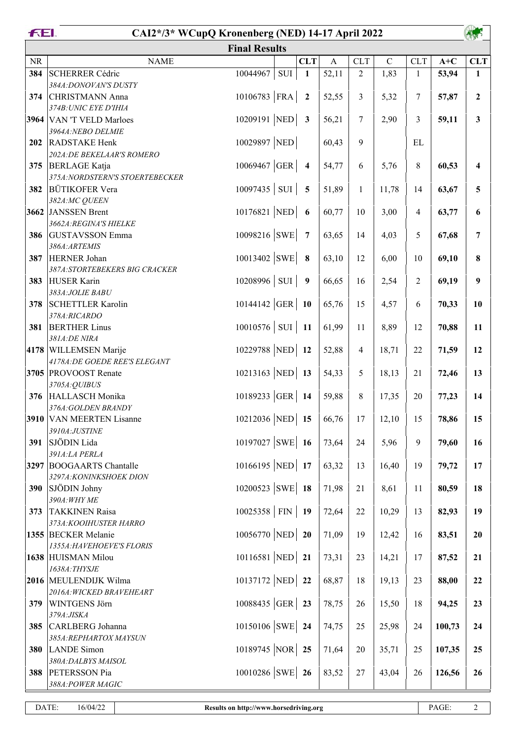# CAI2*/3* WCupQ Kronenberg (NED) 14-17 April 2022

## Final Results

| NR | NAME | | | CLT | A | CLT | C | CLT | A+C | CLT |
|---|---|---|---|---|---|---|---|---|---|---|
| **384** | SCHERRER Cédric<br>*384A:DONOVAN'S DUSTY* | 10044967 | SUI | **1** | 52,11 | 2 | 1,83 | 1 | **53,94** | **1** |
| **374** | CHRISTMANN Anna<br>*374B:UNIC EYE D'IHIA* | 10106783 | FRA | **2** | 52,55 | 3 | 5,32 | 7 | **57,87** | **2** |
| **3964** | VAN 'T VELD Marloes<br>*3964A:NEBO DELMIE* | 10209191 | NED | **3** | 56,21 | 7 | 2,90 | 3 | **59,11** | **3** |
| **202** | RADSTAKE Henk<br>*202A:DE BEKELAAR'S ROMERO* | 10029897 | NED | | 60,43 | 9 | | EL | | |
| **375** | BERLAGE Katja<br>*375A:NORDSTERN'S STOERTEBECKER* | 10069467 | GER | **4** | 54,77 | 6 | 5,76 | 8 | **60,53** | **4** |
| **382** | BÜTIKOFER Vera<br>*382A:MC QUEEN* | 10097435 | SUI | **5** | 51,89 | 1 | 11,78 | 14 | **63,67** | **5** |
| **3662** | JANSSEN Brent<br>*3662A:REGINA'S HIELKE* | 10176821 | NED | **6** | 60,77 | 10 | 3,00 | 4 | **63,77** | **6** |
| **386** | GUSTAVSSON Emma<br>*386A:ARTEMIS* | 10098216 | SWE | **7** | 63,65 | 14 | 4,03 | 5 | **67,68** | **7** |
| **387** | HERNER Johan<br>*387A:STORTEBEKERS BIG CRACKER* | 10013402 | SWE | **8** | 63,10 | 12 | 6,00 | 10 | **69,10** | **8** |
| **383** | HUSER Karin<br>*383A:JOLIE BABU* | 10208996 | SUI | **9** | 66,65 | 16 | 2,54 | 2 | **69,19** | **9** |
| **378** | SCHETTLER Karolin<br>*378A:RICARDO* | 10144142 | GER | **10** | 65,76 | 15 | 4,57 | 6 | **70,33** | **10** |
| **381** | BERTHER Linus<br>*381A:DE NIRA* | 10010576 | SUI | **11** | 61,99 | 11 | 8,89 | 12 | **70,88** | **11** |
| **4178** | WILLEMSEN Marije<br>*4178A:DE GOEDE REE'S ELEGANT* | 10229788 | NED | **12** | 52,88 | 4 | 18,71 | 22 | **71,59** | **12** |
| **3705** | PROVOOST Renate<br>*3705A:QUIBUS* | 10213163 | NED | **13** | 54,33 | 5 | 18,13 | 21 | **72,46** | **13** |
| **376** | HALLASCH Monika<br>*376A:GOLDEN BRANDY* | 10189233 | GER | **14** | 59,88 | 8 | 17,35 | 20 | **77,23** | **14** |
| **3910** | VAN MEERTEN Lisanne<br>*3910A:JUSTINE* | 10212036 | NED | **15** | 66,76 | 17 | 12,10 | 15 | **78,86** | **15** |
| **391** | SJÖDIN Lida<br>*391A:LA PERLA* | 10197027 | SWE | **16** | 73,64 | 24 | 5,96 | 9 | **79,60** | **16** |
| **3297** | BOOGAARTS Chantalle<br>*3297A:KONINKSHOEK DION* | 10166195 | NED | **17** | 63,32 | 13 | 16,40 | 19 | **79,72** | **17** |
| **390** | SJÖDIN Johny<br>*390A:WHY ME* | 10200523 | SWE | **18** | 71,98 | 21 | 8,61 | 11 | **80,59** | **18** |
| **373** | TAKKINEN Raisa<br>*373A:KOOIHUSTER HARRO* | 10025358 | FIN | **19** | 72,64 | 22 | 10,29 | 13 | **82,93** | **19** |
| **1355** | BECKER Melanie<br>*1355A:HAVEHOEVE'S FLORIS* | 10056770 | NED | **20** | 71,09 | 19 | 12,42 | 16 | **83,51** | **20** |
| **1638** | HUISMAN Milou<br>*1638A:THYSJE* | 10116581 | NED | **21** | 73,31 | 23 | 14,21 | 17 | **87,52** | **21** |
| **2016** | MEULENDIJK Wilma<br>*2016A:WICKED BRAVEHEART* | 10137172 | NED | **22** | 68,87 | 18 | 19,13 | 23 | **88,00** | **22** |
| **379** | WINTGENS Jörn<br>*379A:JISKA* | 10088435 | GER | **23** | 78,75 | 26 | 15,50 | 18 | **94,25** | **23** |
| **385** | CARLBERG Johanna<br>*385A:REPHARTOX MAYSUN* | 10150106 | SWE | **24** | 74,75 | 25 | 25,98 | 24 | **100,73** | **24** |
| **380** | LANDE Simon<br>*380A:DALBYS MAISOL* | 10189745 | NOR | **25** | 71,64 | 20 | 35,71 | 25 | **107,35** | **25** |
| **388** | PETERSSON Pia<br>*388A:POWER MAGIC* | 10010286 | SWE | **26** | 83,52 | 27 | 43,04 | 26 | **126,56** | **26** |

DATE: 16/04/22 | **Results on http://www.horsedriving.org**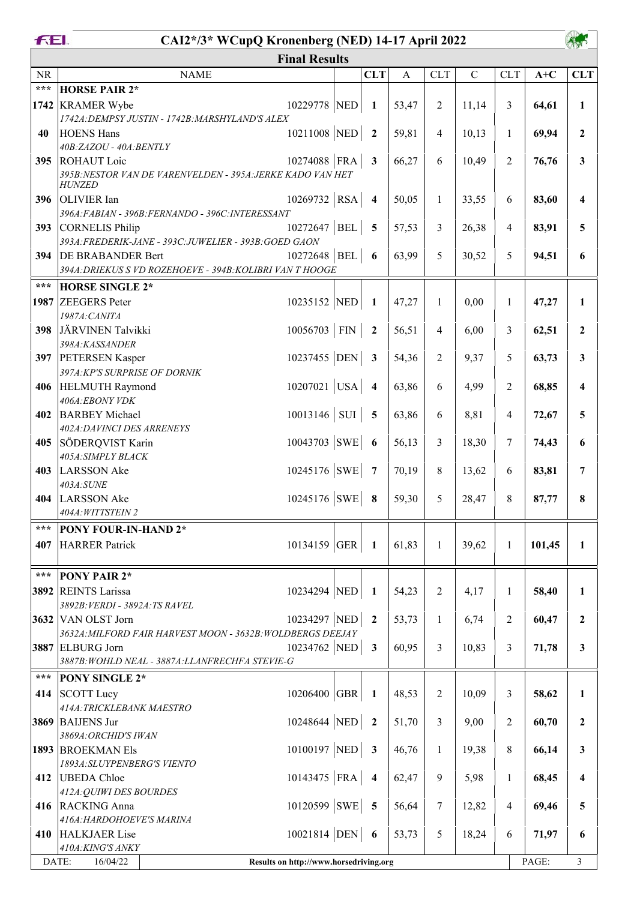# CAI2*/3* WCupQ Kronenberg (NED) 14-17 April 2022

## Final Results

| NR | NAME | | | CLT | A | CLT | C | CLT | A+C | CLT |
|---|---|---|---|---|---|---|---|---|---|---|
| *** | **HORSE PAIR 2*** | | | | | | | | | |
| 1742 | KRAMER Wybe<br>*1742A:DEMPSY JUSTIN - 1742B:MARSHYLAND'S ALEX* | 10229778 | NED | 1 | 53,47 | 2 | 11,14 | 3 | **64,61** | **1** |
| 40 | HOENS Hans<br>*40B:ZAZOU - 40A:BENTLY* | 10211008 | NED | 2 | 59,81 | 4 | 10,13 | 1 | **69,94** | **2** |
| 395 | ROHAUT Loic<br>*395B:NESTOR VAN DE VARENVELDEN - 395A:JERKE KADO VAN HET HUNZED* | 10274088 | FRA | 3 | 66,27 | 6 | 10,49 | 2 | **76,76** | **3** |
| 396 | OLIVIER Ian<br>*396A:FABIAN - 396B:FERNANDO - 396C:INTERESSANT* | 10269732 | RSA | 4 | 50,05 | 1 | 33,55 | 6 | **83,60** | **4** |
| 393 | CORNELIS Philip<br>*393A:FREDERIK-JANE - 393C:JUWELIER - 393B:GOED GAON* | 10272647 | BEL | 5 | 57,53 | 3 | 26,38 | 4 | **83,91** | **5** |
| 394 | DE BRABANDER Bert<br>*394A:DRIEKUS S VD ROZEHOEVE - 394B:KOLIBRI VAN T HOOGE* | 10272648 | BEL | 6 | 63,99 | 5 | 30,52 | 5 | **94,51** | **6** |
| *** | **HORSE SINGLE 2*** | | | | | | | | | |
| 1987 | ZEEGERS Peter<br>*1987A:CANITA* | 10235152 | NED | 1 | 47,27 | 1 | 0,00 | 1 | **47,27** | **1** |
| 398 | JÄRVINEN Talvikki<br>*398A:KASSANDER* | 10056703 | FIN | 2 | 56,51 | 4 | 6,00 | 3 | **62,51** | **2** |
| 397 | PETERSEN Kasper<br>*397A:KP'S SURPRISE OF DORNIK* | 10237455 | DEN | 3 | 54,36 | 2 | 9,37 | 5 | **63,73** | **3** |
| 406 | HELMUTH Raymond<br>*406A:EBONY VDK* | 10207021 | USA | 4 | 63,86 | 6 | 4,99 | 2 | **68,85** | **4** |
| 402 | BARBEY Michael<br>*402A:DAVINCI DES ARRENEYS* | 10013146 | SUI | 5 | 63,86 | 6 | 8,81 | 4 | **72,67** | **5** |
| 405 | SÖDERQVIST Karin<br>*405A:SIMPLY BLACK* | 10043703 | SWE | 6 | 56,13 | 3 | 18,30 | 7 | **74,43** | **6** |
| 403 | LARSSON Ake<br>*403A:SUNE* | 10245176 | SWE | 7 | 70,19 | 8 | 13,62 | 6 | **83,81** | **7** |
| 404 | LARSSON Ake<br>*404A:WITTSTEIN 2* | 10245176 | SWE | 8 | 59,30 | 5 | 28,47 | 8 | **87,77** | **8** |
| *** | **PONY FOUR-IN-HAND 2*** | | | | | | | | | |
| 407 | HARRER Patrick | 10134159 | GER | 1 | 61,83 | 1 | 39,62 | 1 | **101,45** | **1** |
| *** | **PONY PAIR 2*** | | | | | | | | | |
| 3892 | REINTS Larissa<br>*3892B:VERDI - 3892A:TS RAVEL* | 10234294 | NED | 1 | 54,23 | 2 | 4,17 | 1 | **58,40** | **1** |
| 3632 | VAN OLST Jorn<br>*3632A:MILFORD FAIR HARVEST MOON - 3632B:WOLDBERGS DEEJAY* | 10234297 | NED | 2 | 53,73 | 1 | 6,74 | 2 | **60,47** | **2** |
| 3887 | ELBURG Jorn<br>*3887B:WOHLD NEAL - 3887A:LLANFRECHFA STEVIE-G* | 10234762 | NED | 3 | 60,95 | 3 | 10,83 | 3 | **71,78** | **3** |
| *** | **PONY SINGLE 2*** | | | | | | | | | |
| 414 | SCOTT Lucy<br>*414A:TRICKLEBANK MAESTRO* | 10206400 | GBR | 1 | 48,53 | 2 | 10,09 | 3 | **58,62** | **1** |
| 3869 | BAIJENS Jur<br>*3869A:ORCHID'S IWAN* | 10248644 | NED | 2 | 51,70 | 3 | 9,00 | 2 | **60,70** | **2** |
| 1893 | BROEKMAN Els<br>*1893A:SLUYPENBERG'S VIENTO* | 10100197 | NED | 3 | 46,76 | 1 | 19,38 | 8 | **66,14** | **3** |
| 412 | UBEDA Chloe<br>*412A:QUIWI DES BOURDES* | 10143475 | FRA | 4 | 62,47 | 9 | 5,98 | 1 | **68,45** | **4** |
| 416 | RACKING Anna<br>*416A:HARDOHOEVE'S MARINA* | 10120599 | SWE | 5 | 56,64 | 7 | 12,82 | 4 | **69,46** | **5** |
| 410 | HALKJAER Lise<br>*410A:KING'S ANKY* | 10021814 | DEN | 6 | 53,73 | 5 | 18,24 | 6 | **71,97** | **6** |

DATE: 16/04/22 | Results on http://www.horsedriving.org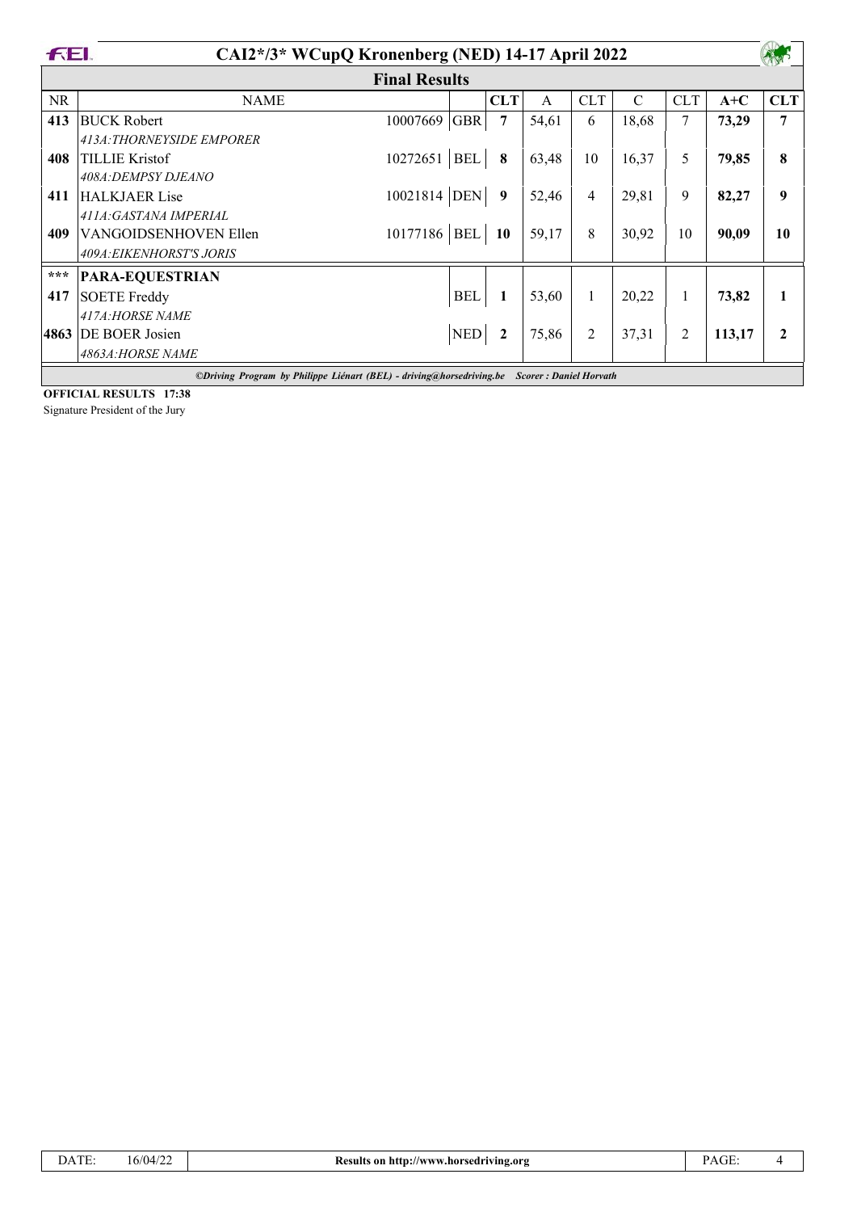# CAI2*/3* WCupQ Kronenberg (NED) 14-17 April 2022

## Final Results

| NR | NAME | | | CLT | A | CLT | C | CLT | A+C | CLT |
|---|---|---|---|---|---|---|---|---|---|---|
| **413** | BUCK Robert | 10007669 | GBR | **7** | 54,61 | 6 | 18,68 | 7 | **73,29** | **7** |
| | *413A:THORNEYSIDE EMPORER* | | | | | | | | | |
| **408** | TILLIE Kristof | 10272651 | BEL | **8** | 63,48 | 10 | 16,37 | 5 | **79,85** | **8** |
| | *408A:DEMPSY DJEANO* | | | | | | | | | |
| **411** | HALKJAER Lise | 10021814 | DEN | **9** | 52,46 | 4 | 29,81 | 9 | **82,27** | **9** |
| | *411A:GASTANA IMPERIAL* | | | | | | | | | |
| **409** | VANGOIDSENHOVEN Ellen | 10177186 | BEL | **10** | 59,17 | 8 | 30,92 | 10 | **90,09** | **10** |
| | *409A:EIKENHORST'S JORIS* | | | | | | | | | |
| **\*\*\*** | **PARA-EQUESTRIAN** | | | | | | | | | |
| **417** | SOETE Freddy | | BEL | **1** | 53,60 | 1 | 20,22 | 1 | **73,82** | **1** |
| | *417A:HORSE NAME* | | | | | | | | | |
| **4863** | DE BOER Josien | | NED | **2** | 75,86 | 2 | 37,31 | 2 | **113,17** | **2** |
| | *4863A:HORSE NAME* | | | | | | | | | |

*©Driving Program by Philippe Liénart (BEL) - driving@horsedriving.be Scorer : Daniel Horvath*

**OFFICIAL RESULTS 17:38**

Signature President of the Jury

DATE: 16/04/22 | **Results on http://www.horsedriving.org**